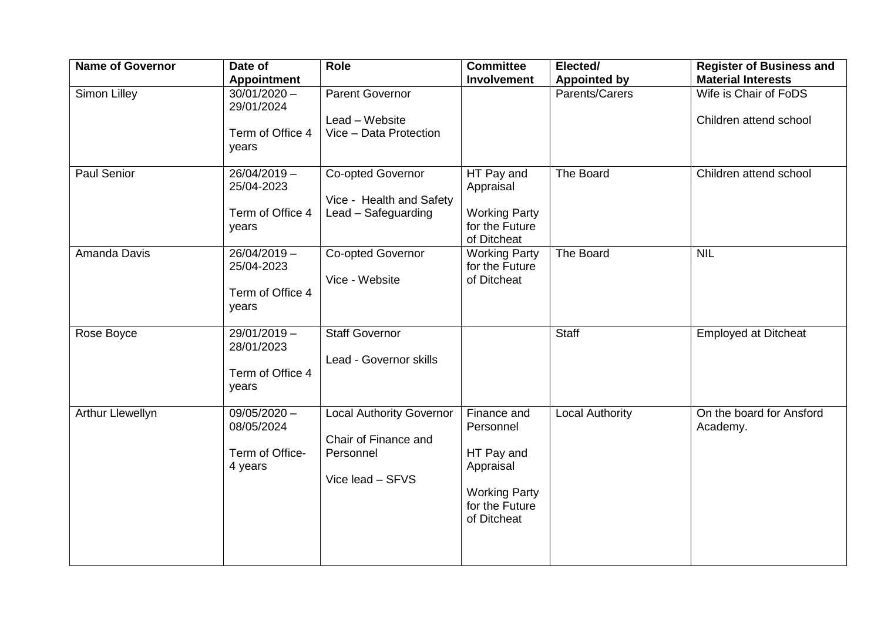| Name of Governor | Date of Appointment | Role | Committee Involvement | Elected/ Appointed by | Register of Business and Material Interests |
|---|---|---|---|---|---|
| Simon Lilley | 30/01/2020 – 29/01/2024<br><br>Term of Office 4 years | Parent Governor<br><br>Lead – Website<br>Vice – Data Protection | | Parents/Carers | Wife is Chair of FoDS<br><br>Children attend school |
| Paul Senior | 26/04/2019 – 25/04-2023<br><br>Term of Office 4 years | Co-opted Governor<br><br>Vice - Health and Safety<br>Lead – Safeguarding | HT Pay and Appraisal<br><br>Working Party for the Future of Ditcheat | The Board | Children attend school |
| Amanda Davis | 26/04/2019 – 25/04-2023<br><br>Term of Office 4 years | Co-opted Governor<br><br>Vice - Website | Working Party for the Future of Ditcheat | The Board | NIL |
| Rose Boyce | 29/01/2019 – 28/01/2023<br><br>Term of Office 4 years | Staff Governor<br><br>Lead - Governor skills | | Staff | Employed at Ditcheat |
| Arthur Llewellyn | 09/05/2020 – 08/05/2024<br><br>Term of Office- 4 years | Local Authority Governor<br><br>Chair of Finance and Personnel<br><br>Vice lead – SFVS | Finance and Personnel<br><br>HT Pay and Appraisal<br><br>Working Party for the Future of Ditcheat | Local Authority | On the board for Ansford Academy. |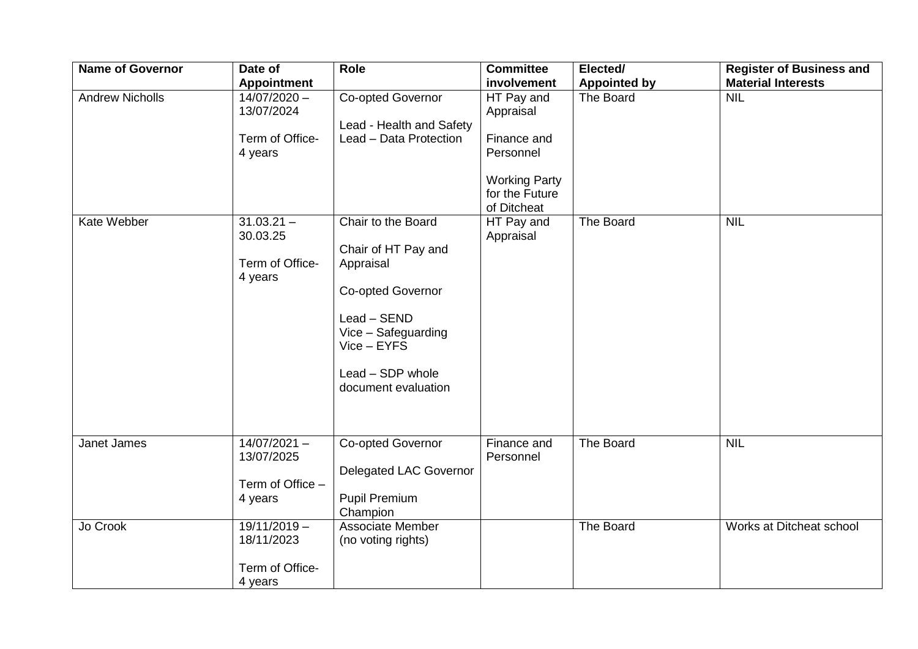| Name of Governor | Date of Appointment | Role | Committee involvement | Elected/ Appointed by | Register of Business and Material Interests |
|---|---|---|---|---|---|
| Andrew Nicholls | 14/07/2020 – 13/07/2024<br><br>Term of Office- 4 years | Co-opted Governor<br><br>Lead - Health and Safety<br>Lead – Data Protection | HT Pay and Appraisal<br><br>Finance and Personnel<br><br>Working Party for the Future of Ditcheat | The Board | NIL |
| Kate Webber | 31.03.21 – 30.03.25<br><br>Term of Office- 4 years | Chair to the Board<br><br>Chair of HT Pay and Appraisal<br><br>Co-opted Governor<br><br>Lead – SEND<br>Vice – Safeguarding<br>Vice – EYFS<br><br>Lead – SDP whole document evaluation | HT Pay and Appraisal | The Board | NIL |
| Janet James | 14/07/2021 – 13/07/2025<br><br>Term of Office – 4 years | Co-opted Governor<br><br>Delegated LAC Governor<br><br>Pupil Premium Champion | Finance and Personnel | The Board | NIL |
| Jo Crook | 19/11/2019 – 18/11/2023<br><br>Term of Office- 4 years | Associate Member (no voting rights) | | The Board | Works at Ditcheat school |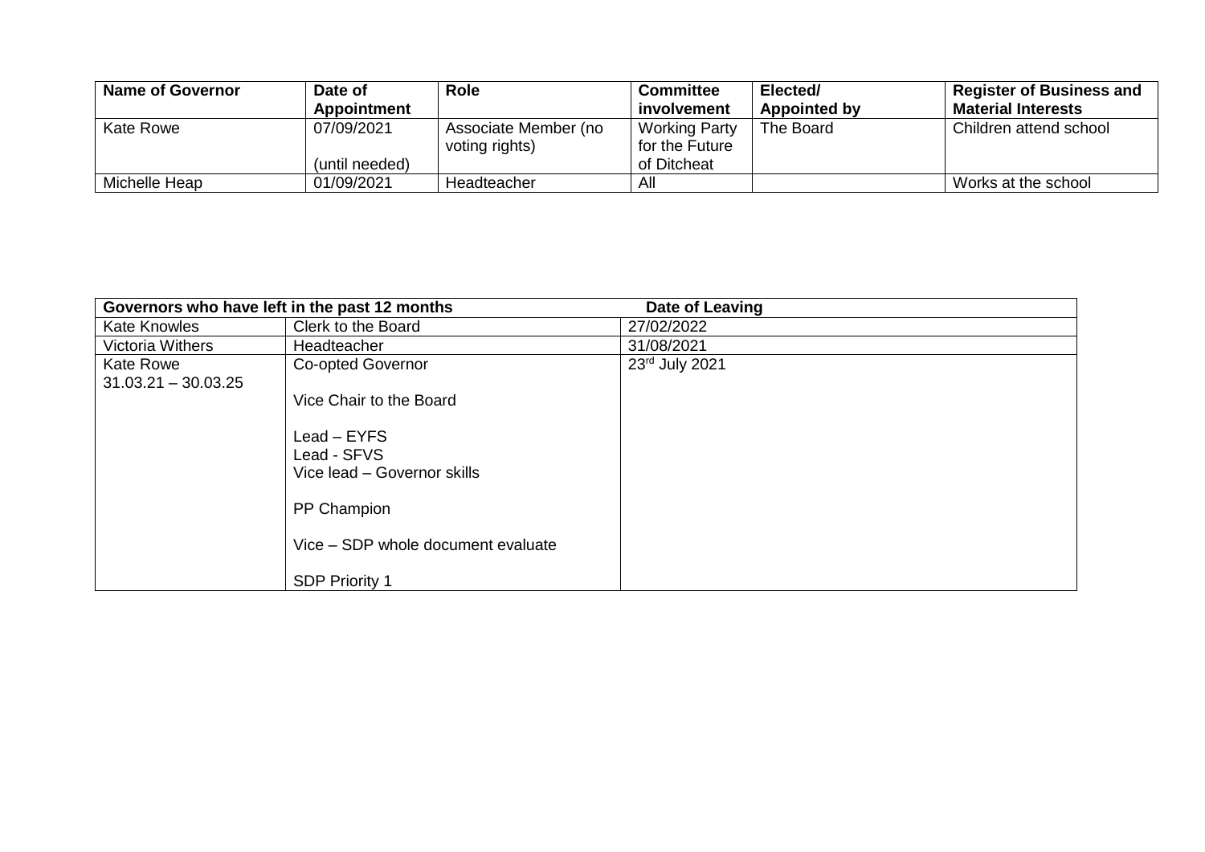| Name of Governor | Date of Appointment | Role | Committee involvement | Elected/ Appointed by | Register of Business and Material Interests |
|---|---|---|---|---|---|
| Kate Rowe | 07/09/2021<br><br>(until needed) | Associate Member (no voting rights) | Working Party for the Future of Ditcheat | The Board | Children attend school |
| Michelle Heap | 01/09/2021 | Headteacher | All | | Works at the school |

| Governors who have left in the past 12 months | | Date of Leaving |
|---|---|---|
| Kate Knowles | Clerk to the Board | 27/02/2022 |
| Victoria Withers | Headteacher | 31/08/2021 |
| Kate Rowe<br>31.03.21 – 30.03.25 | Co-opted Governor<br><br>Vice Chair to the Board<br><br>Lead – EYFS<br>Lead - SFVS<br>Vice lead – Governor skills<br><br>PP Champion<br><br>Vice – SDP whole document evaluate<br><br>SDP Priority 1 | 23rd July 2021 |